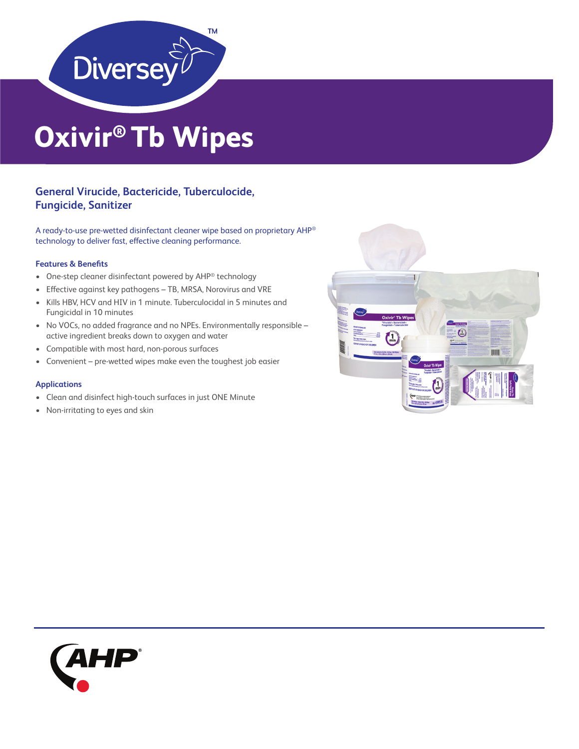# Oxivir® Tb Wipes

## General Virucide, Bactericide, Tuberculocide, Fungicide, Sanitizer

A ready-to-use pre-wetted disinfectant cleaner wipe based on proprietary AHP® technology to deliver fast, effective cleaning performance.

### Features & Benefits

- One-step cleaner disinfectant powered by AHP® technology
- Effective against key pathogens – TB, MRSA, Norovirus and VRE
- Kills HBV, HCV and HIV in 1 minute. Tuberculocidal in 5 minutes and Fungicidal in 10 minutes
- No VOCs, no added fragrance and no NPEs. Environmentally responsible – active ingredient breaks down to oxygen and water
- Compatible with most hard, non-porous surfaces
- Convenient – pre-wetted wipes make even the toughest job easier

### Applications

- Clean and disinfect high-touch surfaces in just ONE Minute
- Non-irritating to eyes and skin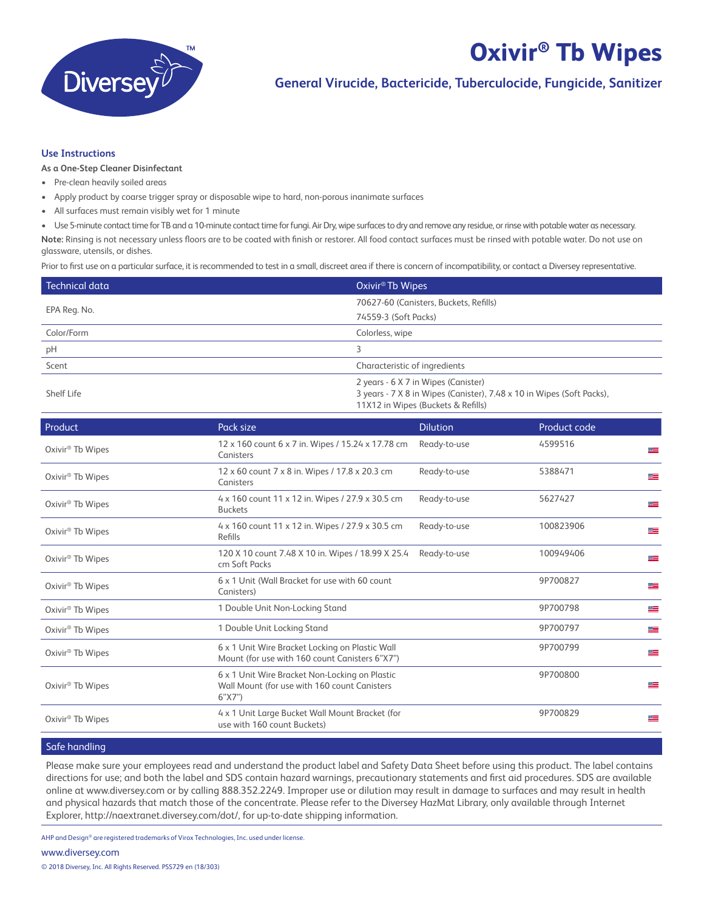# Oxivir® Tb Wipes

## General Virucide, Bactericide, Tuberculocide, Fungicide, Sanitizer

### Use Instructions

**As a One-Step Cleaner Disinfectant**

- Pre-clean heavily soiled areas
- Apply product by coarse trigger spray or disposable wipe to hard, non-porous inanimate surfaces
- All surfaces must remain visibly wet for 1 minute
- Use 5-minute contact time for TB and a 10-minute contact time for fungi. Air Dry, wipe surfaces to dry and remove any residue, or rinse with potable water as necessary.

**Note:** Rinsing is not necessary unless floors are to be coated with finish or restorer. All food contact surfaces must be rinsed with potable water. Do not use on glassware, utensils, or dishes.

Prior to first use on a particular surface, it is recommended to test in a small, discreet area if there is concern of incompatibility, or contact a Diversey representative.

| Technical data | Oxivir® Tb Wipes |
|---|---|
| EPA Reg. No. | 70627-60 (Canisters, Buckets, Refills)<br>74559-3 (Soft Packs) |
| Color/Form | Colorless, wipe |
| pH | 3 |
| Scent | Characteristic of ingredients |
| Shelf Life | 2 years - 6 X 7 in Wipes (Canister)<br>3 years - 7 X 8 in Wipes (Canister), 7.48 x 10 in Wipes (Soft Packs), 11X12 in Wipes (Buckets & Refills) |

| Product | Pack size | Dilution | Product code |
|---|---|---|---|
| Oxivir® Tb Wipes | 12 x 160 count 6 x 7 in. Wipes / 15.24 x 17.78 cm Canisters | Ready-to-use | 4599516 |
| Oxivir® Tb Wipes | 12 x 60 count 7 x 8 in. Wipes / 17.8 x 20.3 cm Canisters | Ready-to-use | 5388471 |
| Oxivir® Tb Wipes | 4 x 160 count 11 x 12 in. Wipes / 27.9 x 30.5 cm Buckets | Ready-to-use | 5627427 |
| Oxivir® Tb Wipes | 4 x 160 count 11 x 12 in. Wipes / 27.9 x 30.5 cm Refills | Ready-to-use | 100823906 |
| Oxivir® Tb Wipes | 120 X 10 count 7.48 X 10 in. Wipes / 18.99 X 25.4 cm Soft Packs | Ready-to-use | 100949406 |
| Oxivir® Tb Wipes | 6 x 1 Unit (Wall Bracket for use with 60 count Canisters) | | 9P700827 |
| Oxivir® Tb Wipes | 1 Double Unit Non-Locking Stand | | 9P700798 |
| Oxivir® Tb Wipes | 1 Double Unit Locking Stand | | 9P700797 |
| Oxivir® Tb Wipes | 6 x 1 Unit Wire Bracket Locking on Plastic Wall Mount (for use with 160 count Canisters 6"X7") | | 9P700799 |
| Oxivir® Tb Wipes | 6 x 1 Unit Wire Bracket Non-Locking on Plastic Wall Mount (for use with 160 count Canisters 6"X7") | | 9P700800 |
| Oxivir® Tb Wipes | 4 x 1 Unit Large Bucket Wall Mount Bracket (for use with 160 count Buckets) | | 9P700829 |

### Safe handling

Please make sure your employees read and understand the product label and Safety Data Sheet before using this product. The label contains directions for use; and both the label and SDS contain hazard warnings, precautionary statements and first aid procedures. SDS are available online at www.diversey.com or by calling 888.352.2249. Improper use or dilution may result in damage to surfaces and may result in health and physical hazards that match those of the concentrate. Please refer to the Diversey HazMat Library, only available through Internet Explorer, http://naextranet.diversey.com/dot/, for up-to-date shipping information.

AHP and Design® are registered trademarks of Virox Technologies, Inc. used under license.

www.diversey.com

© 2018 Diversey, Inc. All Rights Reserved. PSS729 en (18/303)